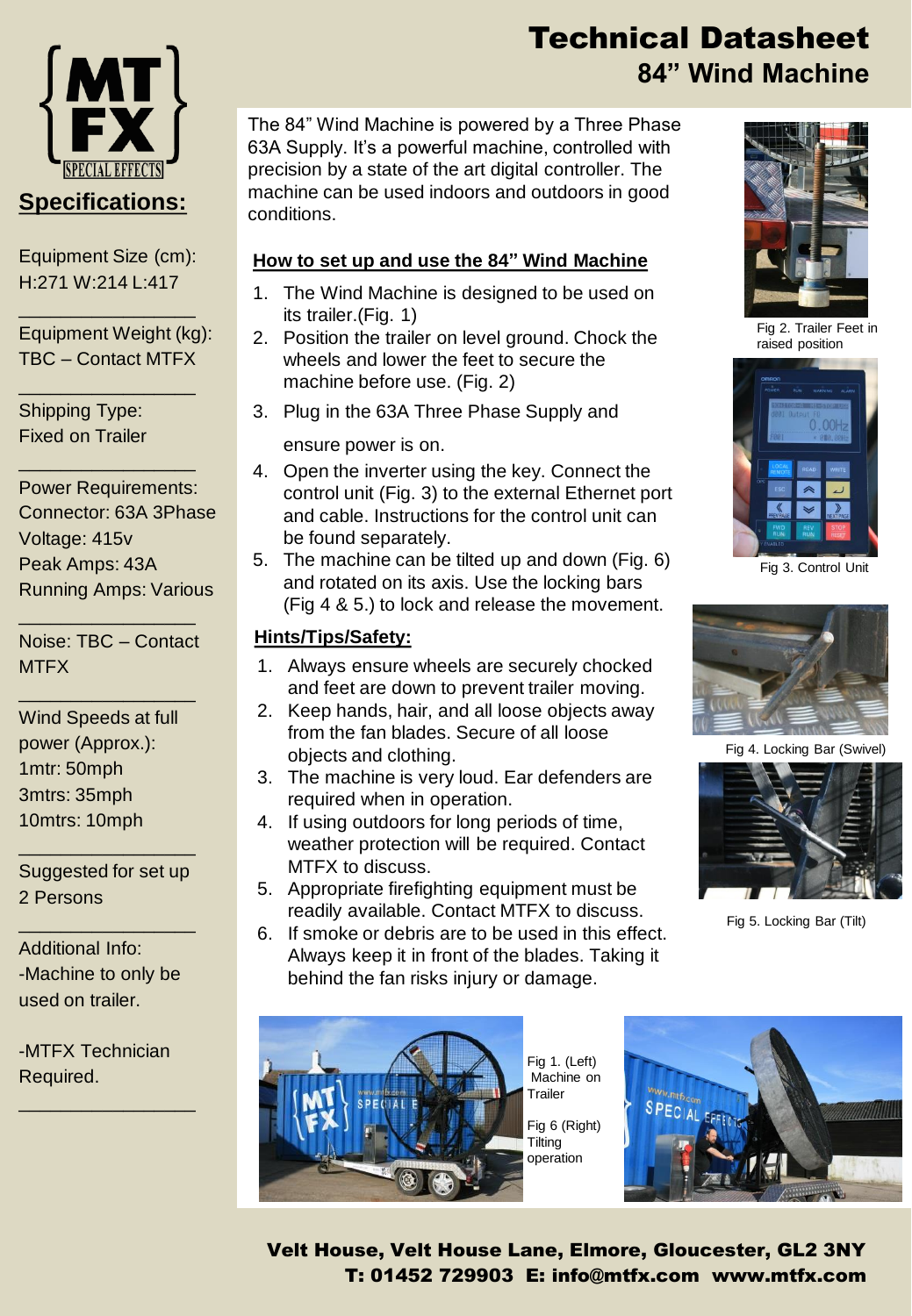# Technical Datasheet

## 84” Wind Machine

## Specifications:

Equipment Size (cm):
H:271 W:214 L:417

Equipment Weight (kg):
TBC – Contact MTFX

Shipping Type:
Fixed on Trailer

Power Requirements:
Connector: 63A 3Phase
Voltage: 415v
Peak Amps: 43A
Running Amps: Various

Noise: TBC – Contact MTFX

Wind Speeds at full power (Approx.):
1mtr: 50mph
3mtrs: 35mph
10mtrs: 10mph

Suggested for set up
2 Persons

Additional Info:
-Machine to only be used on trailer.

-MTFX Technician Required.

The 84” Wind Machine is powered by a Three Phase 63A Supply. It’s a powerful machine, controlled with precision by a state of the art digital controller. The machine can be used indoors and outdoors in good conditions.

### How to set up and use the 84” Wind Machine

1. The Wind Machine is designed to be used on its trailer.(Fig. 1)
2. Position the trailer on level ground. Chock the wheels and lower the feet to secure the machine before use. (Fig. 2)
3. Plug in the 63A Three Phase Supply and ensure power is on.
4. Open the inverter using the key. Connect the control unit (Fig. 3) to the external Ethernet port and cable. Instructions for the control unit can be found separately.
5. The machine can be tilted up and down (Fig. 6) and rotated on its axis. Use the locking bars (Fig 4 & 5.) to lock and release the movement.

### Hints/Tips/Safety:

1. Always ensure wheels are securely chocked and feet are down to prevent trailer moving.
2. Keep hands, hair, and all loose objects away from the fan blades. Secure of all loose objects and clothing.
3. The machine is very loud. Ear defenders are required when in operation.
4. If using outdoors for long periods of time, weather protection will be required. Contact MTFX to discuss.
5. Appropriate firefighting equipment must be readily available. Contact MTFX to discuss.
6. If smoke or debris are to be used in this effect. Always keep it in front of the blades. Taking it behind the fan risks injury or damage.

Fig 2. Trailer Feet in raised position

Fig 3. Control Unit

Fig 4. Locking Bar (Swivel)

Fig 5. Locking Bar (Tilt)

Fig 1. (Left) Machine on Trailer

Fig 6 (Right) Tilting operation

**Velt House, Velt House Lane, Elmore, Gloucester, GL2 3NY**
**T: 01452 729903 E: info@mtfx.com www.mtfx.com**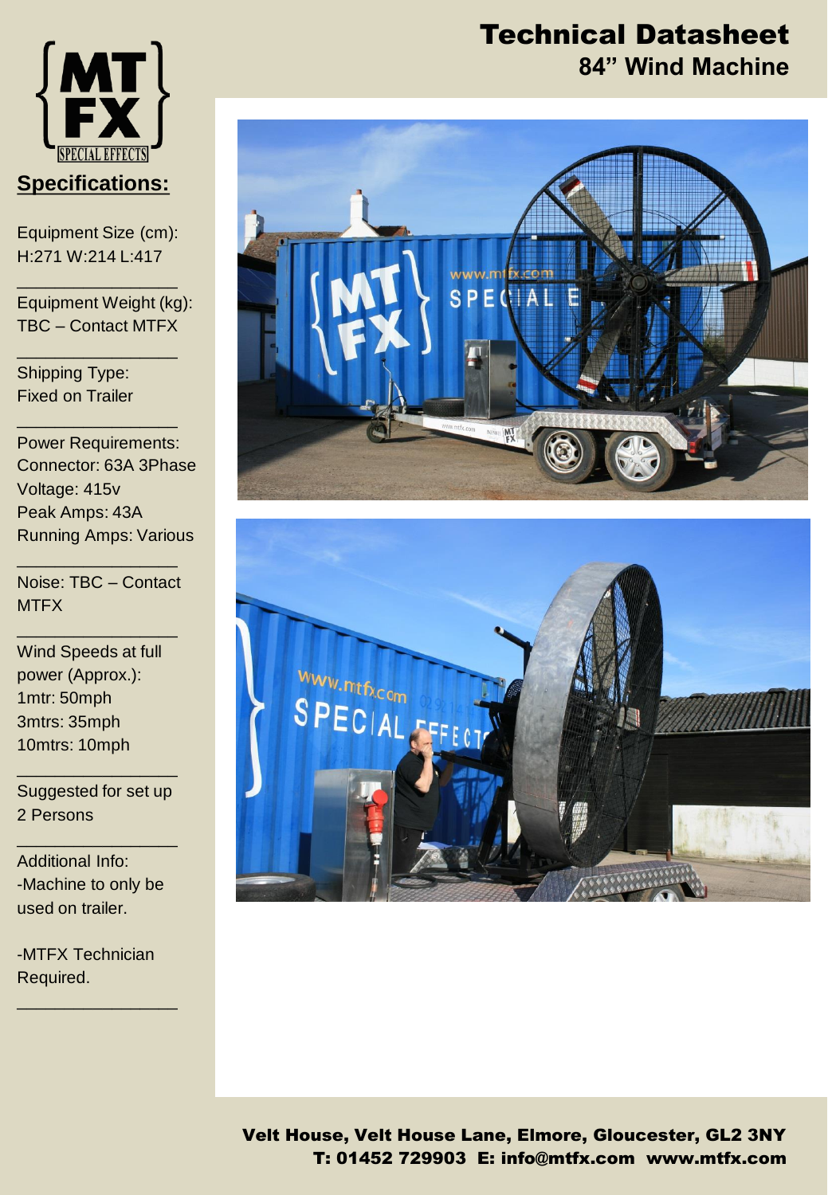# Technical Datasheet
## 84" Wind Machine

MTFX SPECIAL EFFECTS

## Specifications:

Equipment Size (cm):
H:271 W:214 L:417

Equipment Weight (kg):
TBC – Contact MTFX

Shipping Type:
Fixed on Trailer

Power Requirements:
Connector: 63A 3Phase
Voltage: 415v
Peak Amps: 43A
Running Amps: Various

Noise: TBC – Contact MTFX

Wind Speeds at full power (Approx.):
1mtr: 50mph
3mtrs: 35mph
10mtrs: 10mph

Suggested for set up
2 Persons

Additional Info:
-Machine to only be used on trailer.

-MTFX Technician Required.

**Velt House, Velt House Lane, Elmore, Gloucester, GL2 3NY**
**T: 01452 729903 E: info@mtfx.com www.mtfx.com**